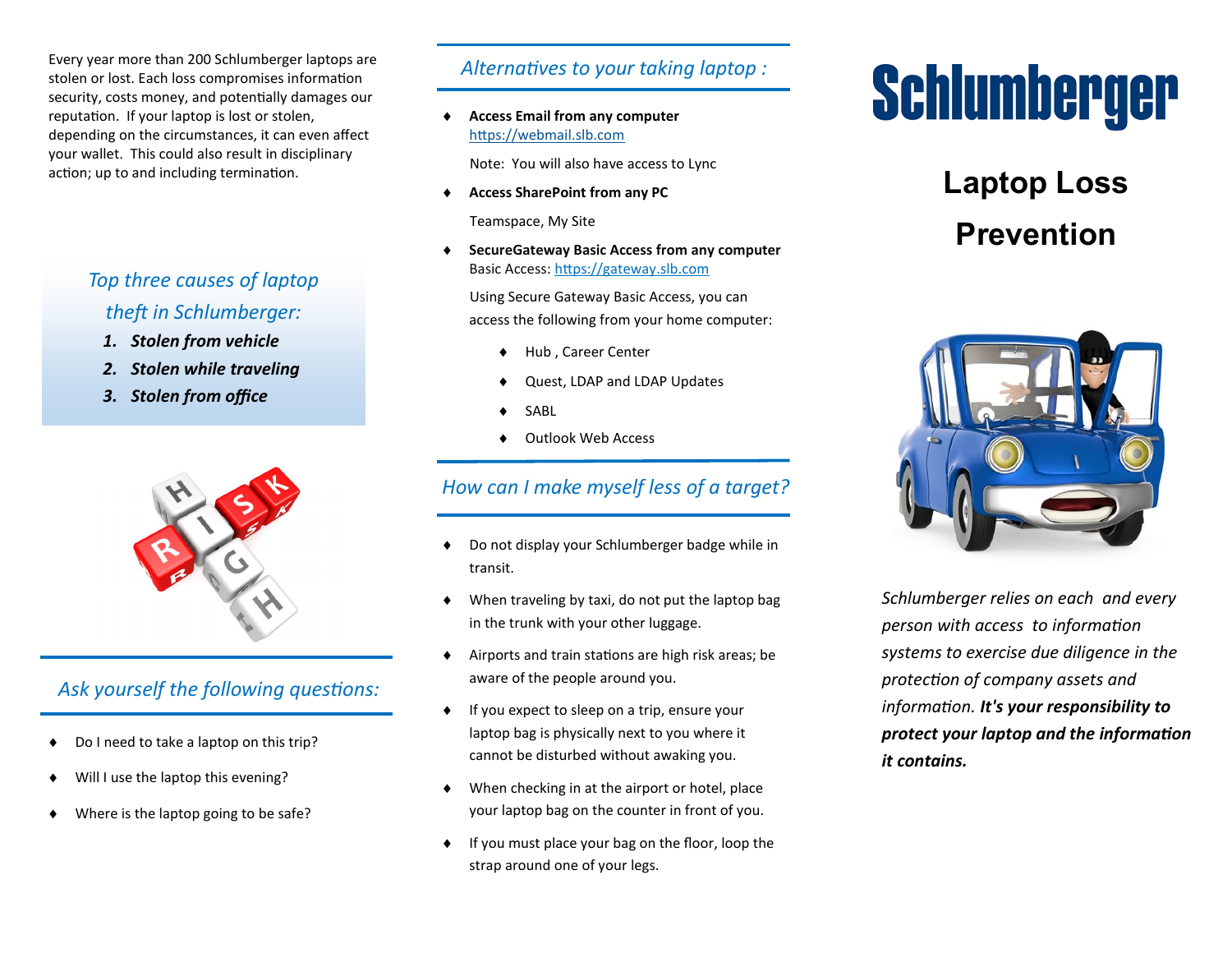Every year more than 200 Schlumberger laptops are stolen or lost. Each loss compromises information security, costs money, and potentially damages our reputation. If your laptop is lost or stolen, depending on the circumstances, it can even affect your wallet. This could also result in disciplinary action; up to and including termination.

## *Top three causes of laptop theft in Schlumberger:*

1. ***Stolen from vehicle***
2. ***Stolen while traveling***
3. ***Stolen from office***

## *Ask yourself the following questions:*

- Do I need to take a laptop on this trip?
- Will I use the laptop this evening?
- Where is the laptop going to be safe?

## *Alternatives to your taking laptop :*

- **Access Email from any computer**
  https://webmail.slb.com

  Note: You will also have access to Lync

- **Access SharePoint from any PC**

  Teamspace, My Site

- **SecureGateway Basic Access from any computer**
  Basic Access: https://gateway.slb.com

  Using Secure Gateway Basic Access, you can access the following from your home computer:

  - Hub , Career Center
  - Quest, LDAP and LDAP Updates
  - SABL
  - Outlook Web Access

## *How can I make myself less of a target?*

- Do not display your Schlumberger badge while in transit.
- When traveling by taxi, do not put the laptop bag in the trunk with your other luggage.
- Airports and train stations are high risk areas; be aware of the people around you.
- If you expect to sleep on a trip, ensure your laptop bag is physically next to you where it cannot be disturbed without awaking you.
- When checking in at the airport or hotel, place your laptop bag on the counter in front of you.
- If you must place your bag on the floor, loop the strap around one of your legs.

# Schlumberger

# Laptop Loss Prevention

*Schlumberger relies on each and every person with access to information systems to exercise due diligence in the protection of company assets and information.* ***It's your responsibility to protect your laptop and the information it contains.***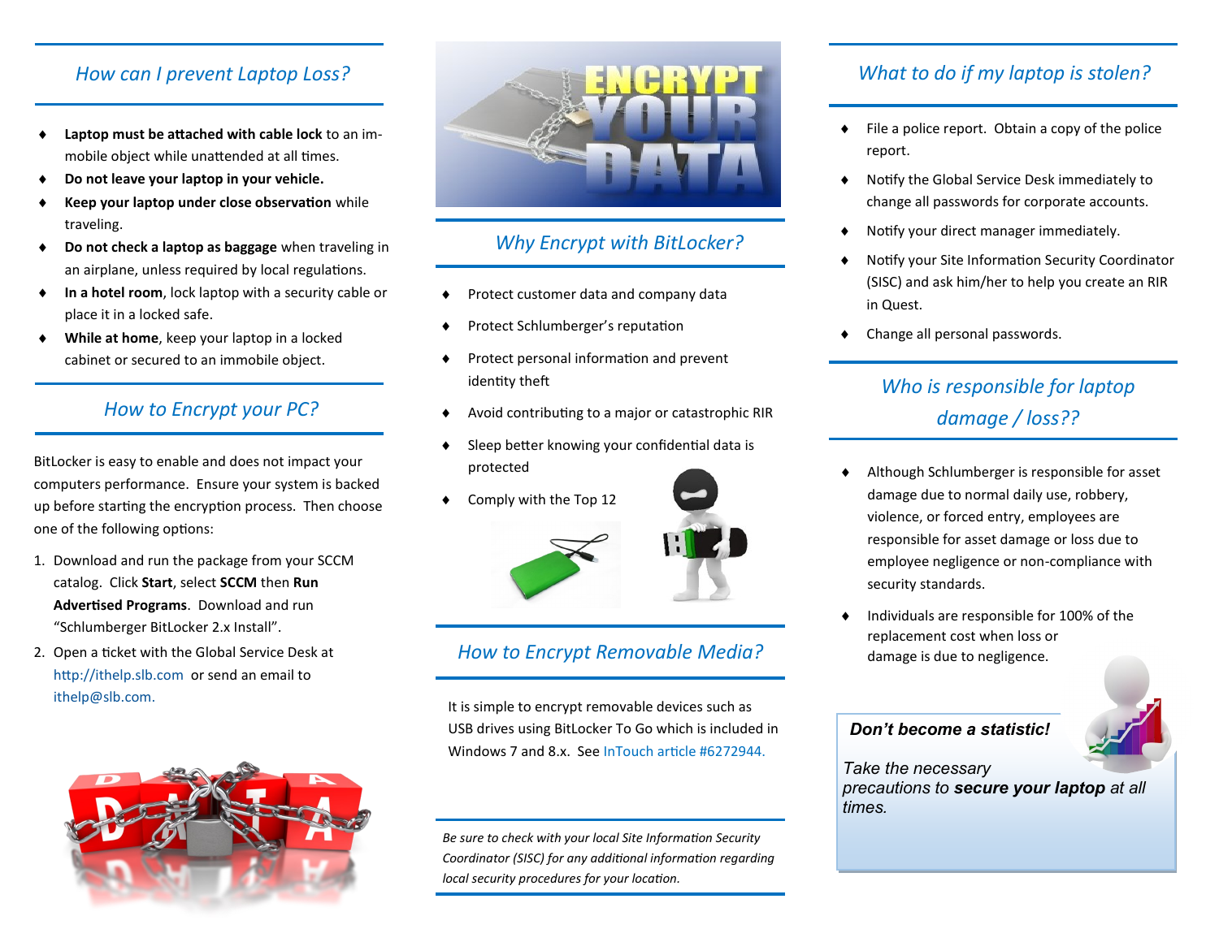## How can I prevent Laptop Loss?

- **Laptop must be attached with cable lock** to an immobile object while unattended at all times.
- **Do not leave your laptop in your vehicle.**
- **Keep your laptop under close observation** while traveling.
- **Do not check a laptop as baggage** when traveling in an airplane, unless required by local regulations.
- **In a hotel room**, lock laptop with a security cable or place it in a locked safe.
- **While at home**, keep your laptop in a locked cabinet or secured to an immobile object.

## How to Encrypt your PC?

BitLocker is easy to enable and does not impact your computers performance. Ensure your system is backed up before starting the encryption process. Then choose one of the following options:

1. Download and run the package from your SCCM catalog. Click **Start**, select **SCCM** then **Run Advertised Programs**. Download and run "Schlumberger BitLocker 2.x Install".
2. Open a ticket with the Global Service Desk at http://ithelp.slb.com or send an email to ithelp@slb.com.

ENCRYPT YOUR DATA

## Why Encrypt with BitLocker?

- Protect customer data and company data
- Protect Schlumberger's reputation
- Protect personal information and prevent identity theft
- Avoid contributing to a major or catastrophic RIR
- Sleep better knowing your confidential data is protected
- Comply with the Top 12

## How to Encrypt Removable Media?

It is simple to encrypt removable devices such as USB drives using BitLocker To Go which is included in Windows 7 and 8.x. See InTouch article #6272944.

*Be sure to check with your local Site Information Security Coordinator (SISC) for any additional information regarding local security procedures for your location.*

## What to do if my laptop is stolen?

- File a police report. Obtain a copy of the police report.
- Notify the Global Service Desk immediately to change all passwords for corporate accounts.
- Notify your direct manager immediately.
- Notify your Site Information Security Coordinator (SISC) and ask him/her to help you create an RIR in Quest.
- Change all personal passwords.

## Who is responsible for laptop damage / loss??

- Although Schlumberger is responsible for asset damage due to normal daily use, robbery, violence, or forced entry, employees are responsible for asset damage or loss due to employee negligence or non-compliance with security standards.
- Individuals are responsible for 100% of the replacement cost when loss or damage is due to negligence.

***Don't become a statistic!***

*Take the necessary precautions to **secure your laptop** at all times.*